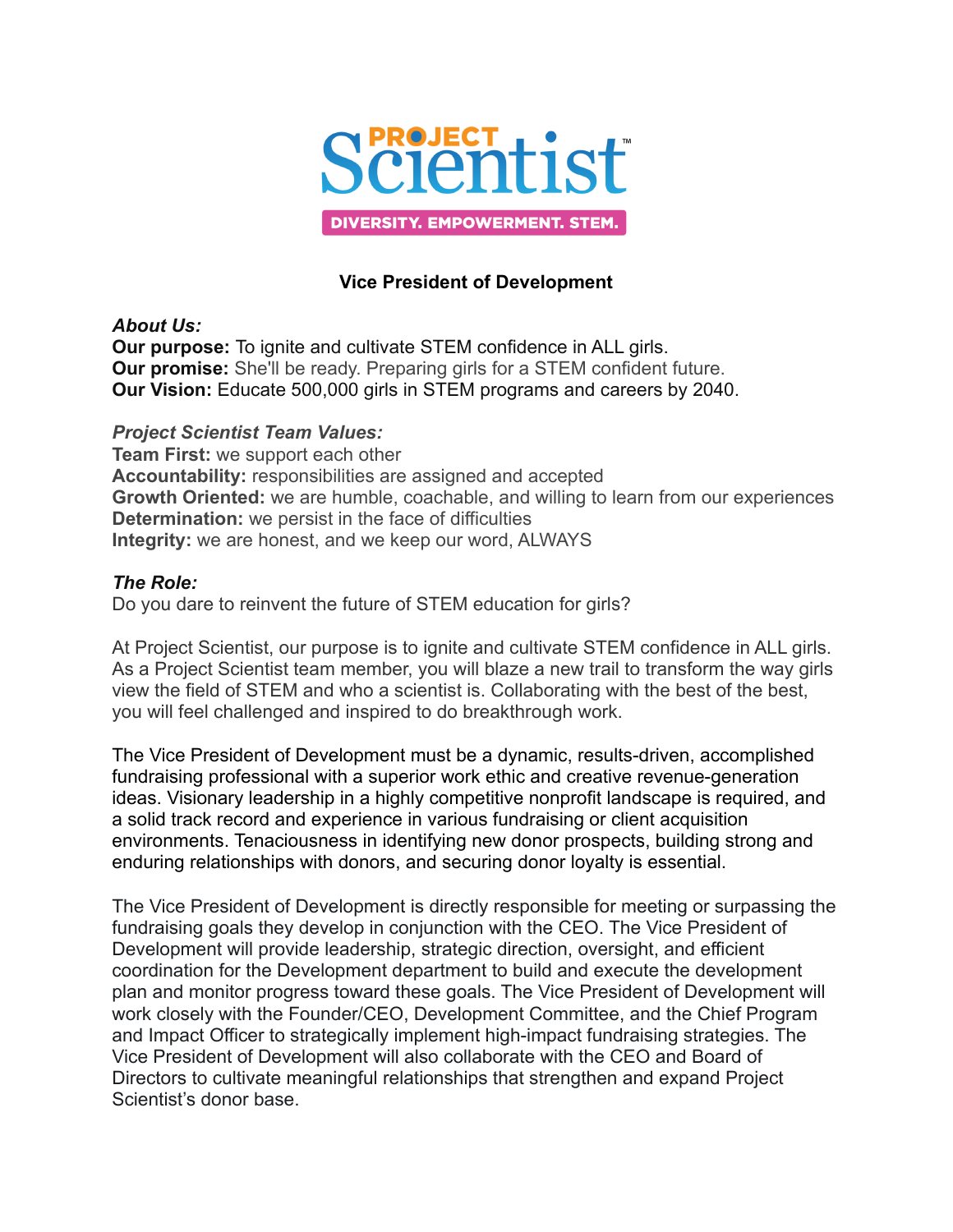PROJECT Scientist™

DIVERSITY. EMPOWERMENT. STEM.

# Vice President of Development

***About Us:***

**Our purpose:** To ignite and cultivate STEM confidence in ALL girls.
**Our promise:** She'll be ready. Preparing girls for a STEM confident future.
**Our Vision:** Educate 500,000 girls in STEM programs and careers by 2040.

***Project Scientist Team Values:***

**Team First:** we support each other
**Accountability:** responsibilities are assigned and accepted
**Growth Oriented:** we are humble, coachable, and willing to learn from our experiences
**Determination:** we persist in the face of difficulties
**Integrity:** we are honest, and we keep our word, ALWAYS

***The Role:***

Do you dare to reinvent the future of STEM education for girls?

At Project Scientist, our purpose is to ignite and cultivate STEM confidence in ALL girls. As a Project Scientist team member, you will blaze a new trail to transform the way girls view the field of STEM and who a scientist is. Collaborating with the best of the best, you will feel challenged and inspired to do breakthrough work.

The Vice President of Development must be a dynamic, results-driven, accomplished fundraising professional with a superior work ethic and creative revenue-generation ideas. Visionary leadership in a highly competitive nonprofit landscape is required, and a solid track record and experience in various fundraising or client acquisition environments. Tenaciousness in identifying new donor prospects, building strong and enduring relationships with donors, and securing donor loyalty is essential.

The Vice President of Development is directly responsible for meeting or surpassing the fundraising goals they develop in conjunction with the CEO. The Vice President of Development will provide leadership, strategic direction, oversight, and efficient coordination for the Development department to build and execute the development plan and monitor progress toward these goals. The Vice President of Development will work closely with the Founder/CEO, Development Committee, and the Chief Program and Impact Officer to strategically implement high-impact fundraising strategies. The Vice President of Development will also collaborate with the CEO and Board of Directors to cultivate meaningful relationships that strengthen and expand Project Scientist's donor base.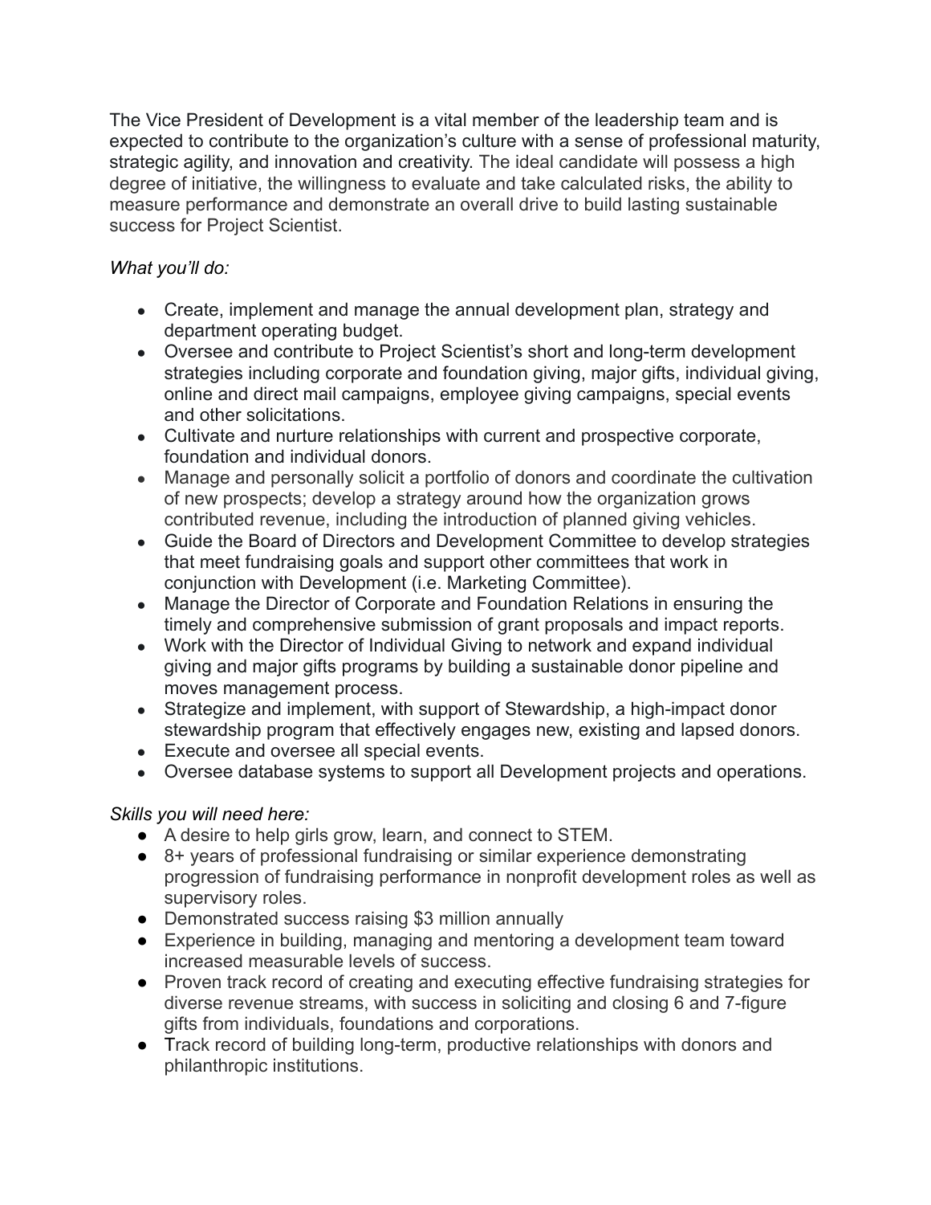The Vice President of Development is a vital member of the leadership team and is expected to contribute to the organization's culture with a sense of professional maturity, strategic agility, and innovation and creativity. The ideal candidate will possess a high degree of initiative, the willingness to evaluate and take calculated risks, the ability to measure performance and demonstrate an overall drive to build lasting sustainable success for Project Scientist.

*What you'll do:*

- Create, implement and manage the annual development plan, strategy and department operating budget.
- Oversee and contribute to Project Scientist's short and long-term development strategies including corporate and foundation giving, major gifts, individual giving, online and direct mail campaigns, employee giving campaigns, special events and other solicitations.
- Cultivate and nurture relationships with current and prospective corporate, foundation and individual donors.
- Manage and personally solicit a portfolio of donors and coordinate the cultivation of new prospects; develop a strategy around how the organization grows contributed revenue, including the introduction of planned giving vehicles.
- Guide the Board of Directors and Development Committee to develop strategies that meet fundraising goals and support other committees that work in conjunction with Development (i.e. Marketing Committee).
- Manage the Director of Corporate and Foundation Relations in ensuring the timely and comprehensive submission of grant proposals and impact reports.
- Work with the Director of Individual Giving to network and expand individual giving and major gifts programs by building a sustainable donor pipeline and moves management process.
- Strategize and implement, with support of Stewardship, a high-impact donor stewardship program that effectively engages new, existing and lapsed donors.
- Execute and oversee all special events.
- Oversee database systems to support all Development projects and operations.

*Skills you will need here:*

- A desire to help girls grow, learn, and connect to STEM.
- 8+ years of professional fundraising or similar experience demonstrating progression of fundraising performance in nonprofit development roles as well as supervisory roles.
- Demonstrated success raising $3 million annually
- Experience in building, managing and mentoring a development team toward increased measurable levels of success.
- Proven track record of creating and executing effective fundraising strategies for diverse revenue streams, with success in soliciting and closing 6 and 7-figure gifts from individuals, foundations and corporations.
- Track record of building long-term, productive relationships with donors and philanthropic institutions.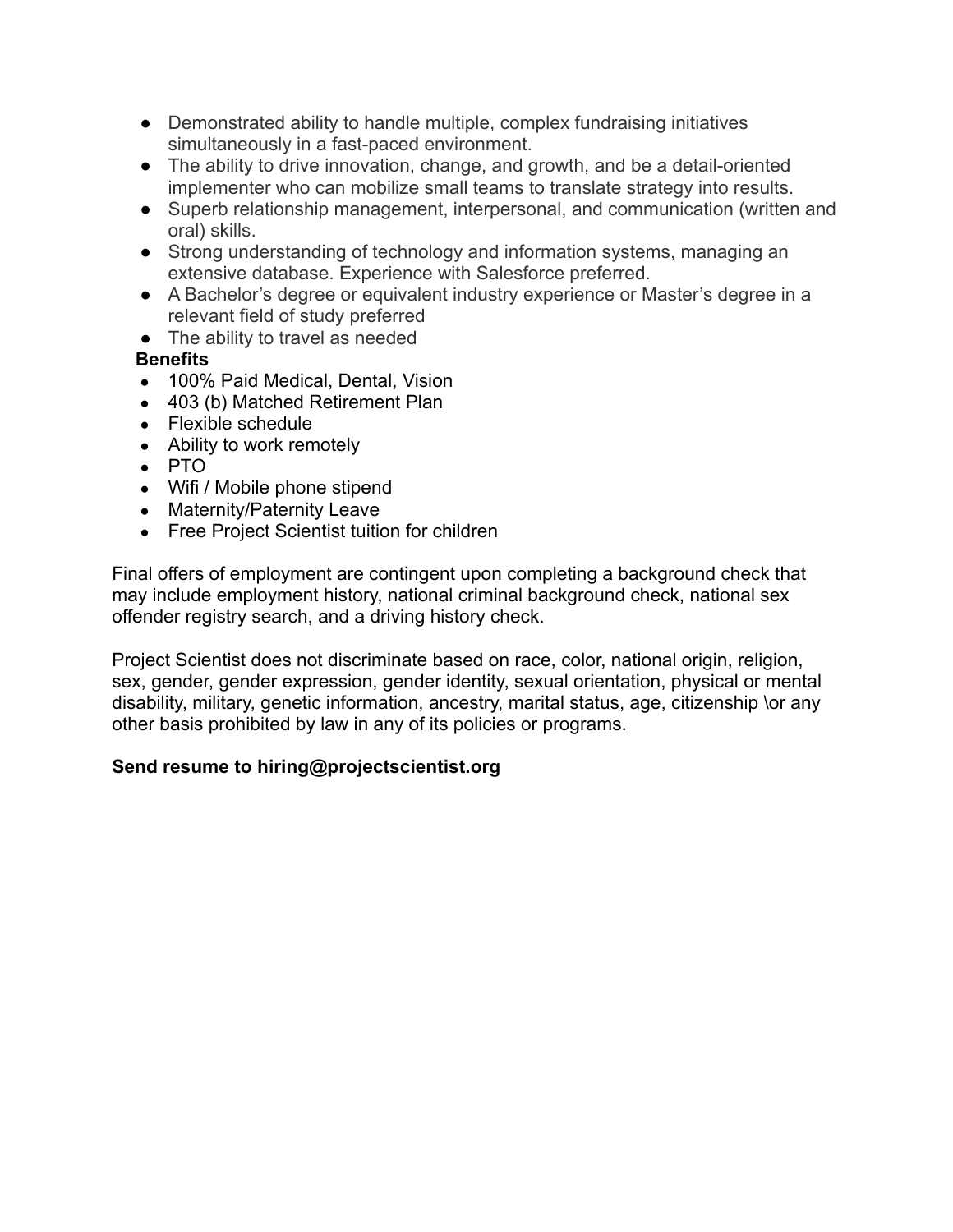- Demonstrated ability to handle multiple, complex fundraising initiatives simultaneously in a fast-paced environment.
- The ability to drive innovation, change, and growth, and be a detail-oriented implementer who can mobilize small teams to translate strategy into results.
- Superb relationship management, interpersonal, and communication (written and oral) skills.
- Strong understanding of technology and information systems, managing an extensive database. Experience with Salesforce preferred.
- A Bachelor's degree or equivalent industry experience or Master's degree in a relevant field of study preferred
- The ability to travel as needed

**Benefits**

- 100% Paid Medical, Dental, Vision
- 403 (b) Matched Retirement Plan
- Flexible schedule
- Ability to work remotely
- PTO
- Wifi / Mobile phone stipend
- Maternity/Paternity Leave
- Free Project Scientist tuition for children

Final offers of employment are contingent upon completing a background check that may include employment history, national criminal background check, national sex offender registry search, and a driving history check.

Project Scientist does not discriminate based on race, color, national origin, religion, sex, gender, gender expression, gender identity, sexual orientation, physical or mental disability, military, genetic information, ancestry, marital status, age, citizenship \or any other basis prohibited by law in any of its policies or programs.

**Send resume to hiring@projectscientist.org**